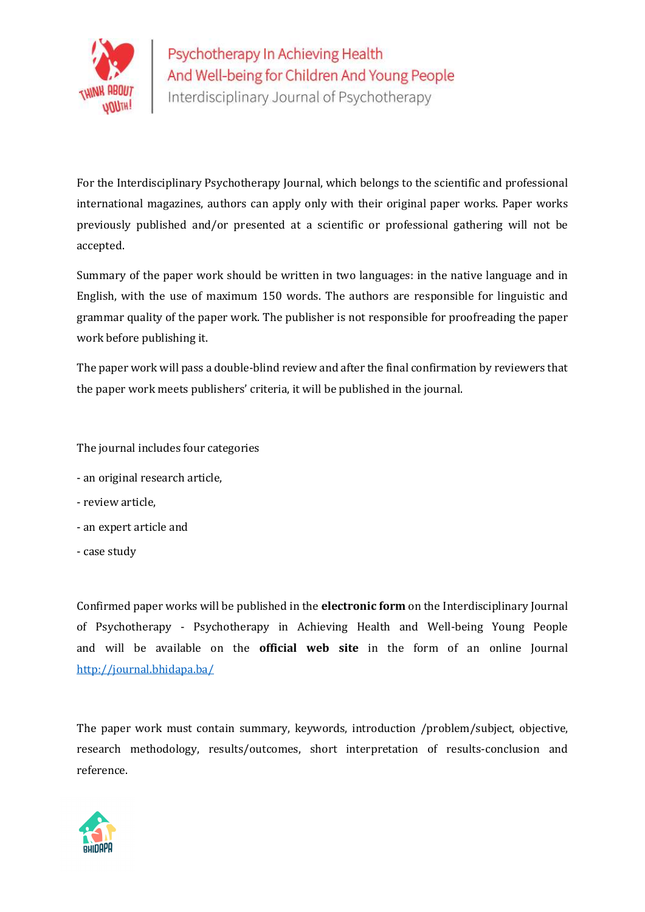For the Interdisciplinary Psychotherapy Journal, which belongs to the scientific and professional international magazines, authors can apply only with their original paper works. Paper works previously published and/or presented at a scientific or professional gathering will not be accepted.

Summary of the paper work should be written in two languages: in the native language and in English, with the use of maximum 150 words. The authors are responsible for linguistic and grammar quality of the paper work. The publisher is not responsible for proofreading the paper work before publishing it.

The paper work will pass a double-blind review and after the final confirmation by reviewers that the paper work meets publishers' criteria, it will be published in the journal.

The journal includes four categories

- an original research article,
- review article,
- an expert article and
- case study

Confirmed paper works will be published in the **electronic form** on the Interdisciplinary Journal of Psychotherapy - Psychotherapy in Achieving Health and Well-being Young People and will be available on the **official web site** in the form of an online Journal http://journal.bhidapa.ba/

The paper work must contain summary, keywords, introduction /problem/subject, objective, research methodology, results/outcomes, short interpretation of results-conclusion and reference.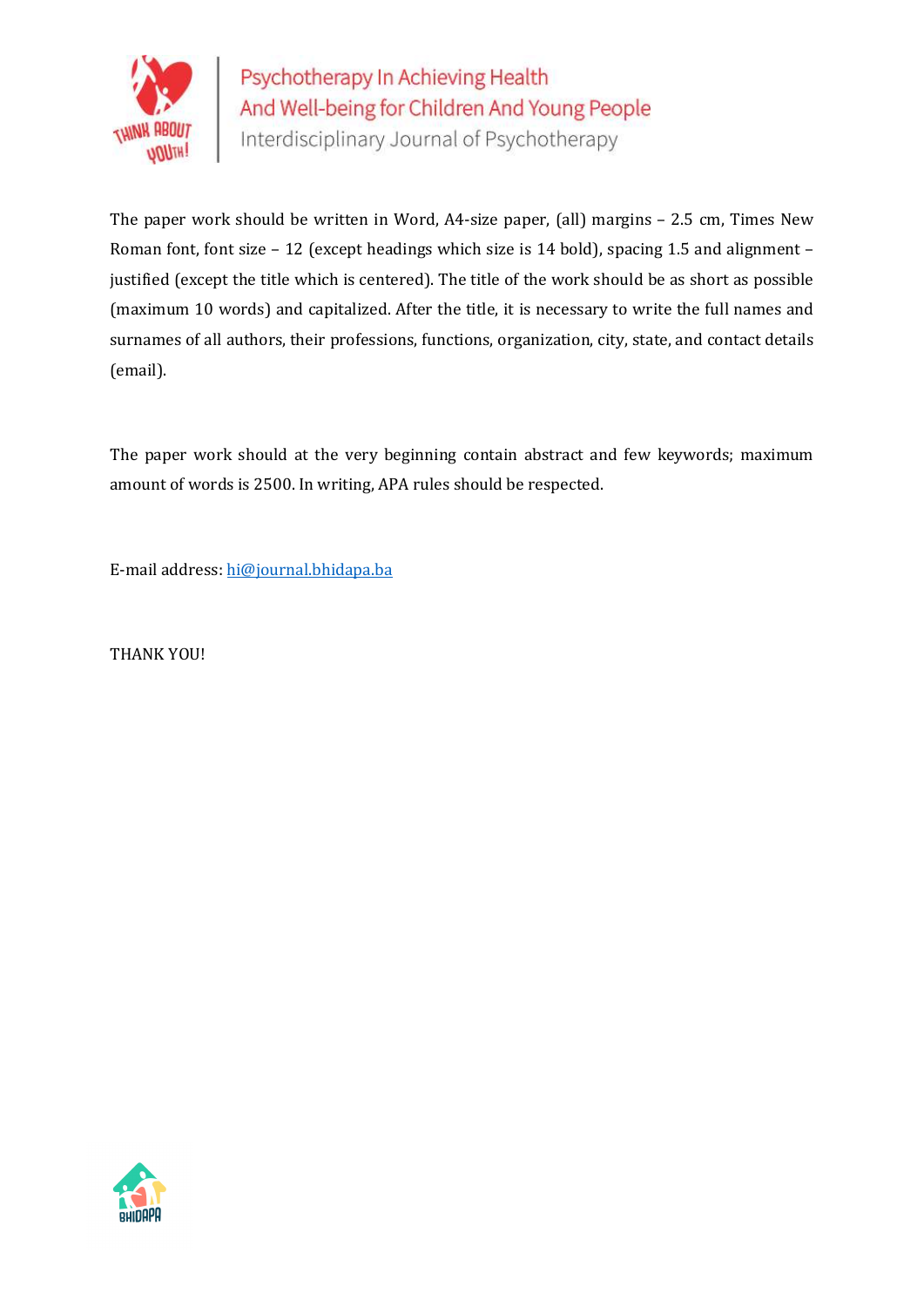The paper work should be written in Word, A4-size paper, (all) margins – 2.5 cm, Times New Roman font, font size – 12 (except headings which size is 14 bold), spacing 1.5 and alignment – justified (except the title which is centered). The title of the work should be as short as possible (maximum 10 words) and capitalized. After the title, it is necessary to write the full names and surnames of all authors, their professions, functions, organization, city, state, and contact details (email).

The paper work should at the very beginning contain abstract and few keywords; maximum amount of words is 2500. In writing, APA rules should be respected.

E-mail address: hi@journal.bhidapa.ba

THANK YOU!